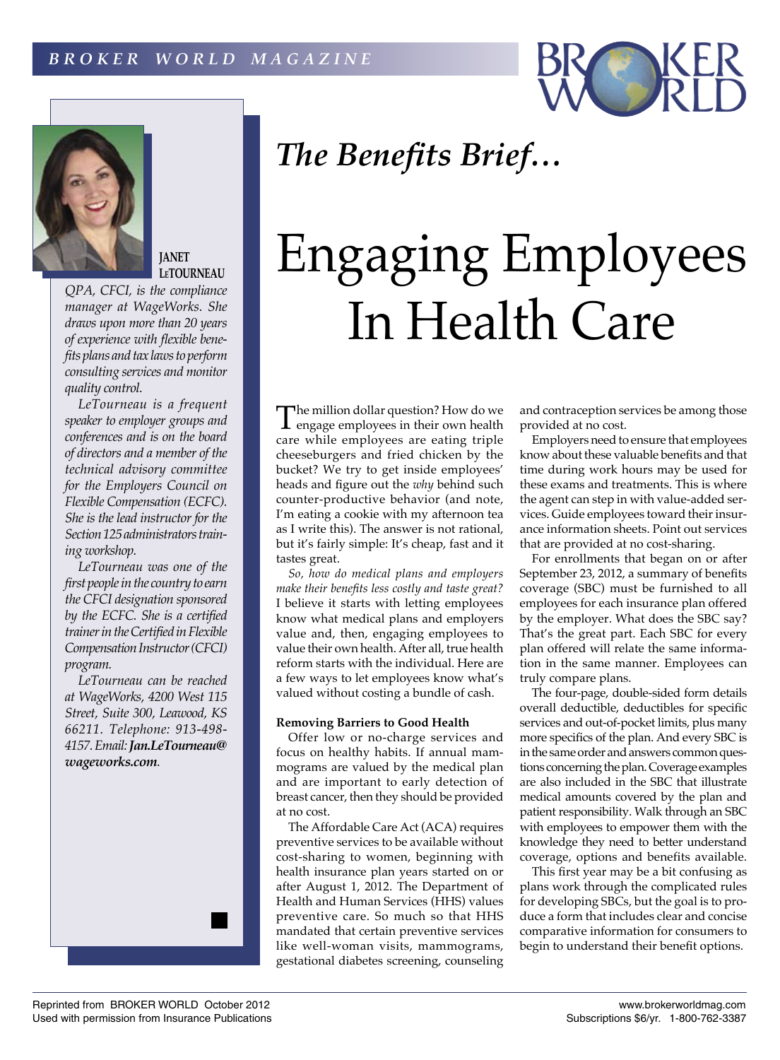*The Benefits Brief…*

# Engaging Employees In Health Care

**JANET LETOURNEAU**

*QPA, CFCI, is the compliance manager at WageWorks. She draws upon more than 20 years of experience with flexible benefits plans and tax laws to perform consulting services and monitor quality control.*

*LeTourneau is a frequent speaker to employer groups and conferences and is on the board of directors and a member of the technical advisory committee for the Employers Council on Flexible Compensation (ECFC). She is the lead instructor for the Section 125 administrators training workshop.*

*LeTourneau was one of the first people in the country to earn the CFCI designation sponsored by the ECFC. She is a certified trainer in the Certified in Flexible Compensation Instructor (CFCI) program.*

*LeTourneau can be reached at WageWorks, 4200 West 115 Street, Suite 300, Leawood, KS 66211. Telephone: 913-498-4157. Email:* ***Jan.LeTourneau@wageworks.com****.*

The million dollar question? How do we engage employees in their own health care while employees are eating triple cheeseburgers and fried chicken by the bucket? We try to get inside employees' heads and figure out the *why* behind such counter-productive behavior (and note, I'm eating a cookie with my afternoon tea as I write this). The answer is not rational, but it's fairly simple: It's cheap, fast and it tastes great.

*So, how do medical plans and employers make their benefits less costly and taste great?* I believe it starts with letting employees know what medical plans and employers value and, then, engaging employees to value their own health. After all, true health reform starts with the individual. Here are a few ways to let employees know what's valued without costing a bundle of cash.

**Removing Barriers to Good Health**

Offer low or no-charge services and focus on healthy habits. If annual mammograms are valued by the medical plan and are important to early detection of breast cancer, then they should be provided at no cost.

The Affordable Care Act (ACA) requires preventive services to be available without cost-sharing to women, beginning with health insurance plan years started on or after August 1, 2012. The Department of Health and Human Services (HHS) values preventive care. So much so that HHS mandated that certain preventive services like well-woman visits, mammograms, gestational diabetes screening, counseling and contraception services be among those provided at no cost.

Employees need to ensure that employees know about these valuable benefits and that time during work hours may be used for these exams and treatments. This is where the agent can step in with value-added services. Guide employees toward their insurance information sheets. Point out services that are provided at no cost-sharing.

For enrollments that began on or after September 23, 2012, a summary of benefits coverage (SBC) must be furnished to all employees for each insurance plan offered by the employer. What does the SBC say? That's the great part. Each SBC for every plan offered will relate the same information in the same manner. Employees can truly compare plans.

The four-page, double-sided form details overall deductible, deductibles for specific services and out-of-pocket limits, plus many more specifics of the plan. And every SBC is in the same order and answers common questions concerning the plan. Coverage examples are also included in the SBC that illustrate medical amounts covered by the plan and patient responsibility. Walk through an SBC with employees to empower them with the knowledge they need to better understand coverage, options and benefits available.

This first year may be a bit confusing as plans work through the complicated rules for developing SBCs, but the goal is to produce a form that includes clear and concise comparative information for consumers to begin to understand their benefit options.

Reprinted from BROKER WORLD October 2012
Used with permission from Insurance Publications

www.brokerworldmag.com
Subscriptions $6/yr. 1-800-762-3387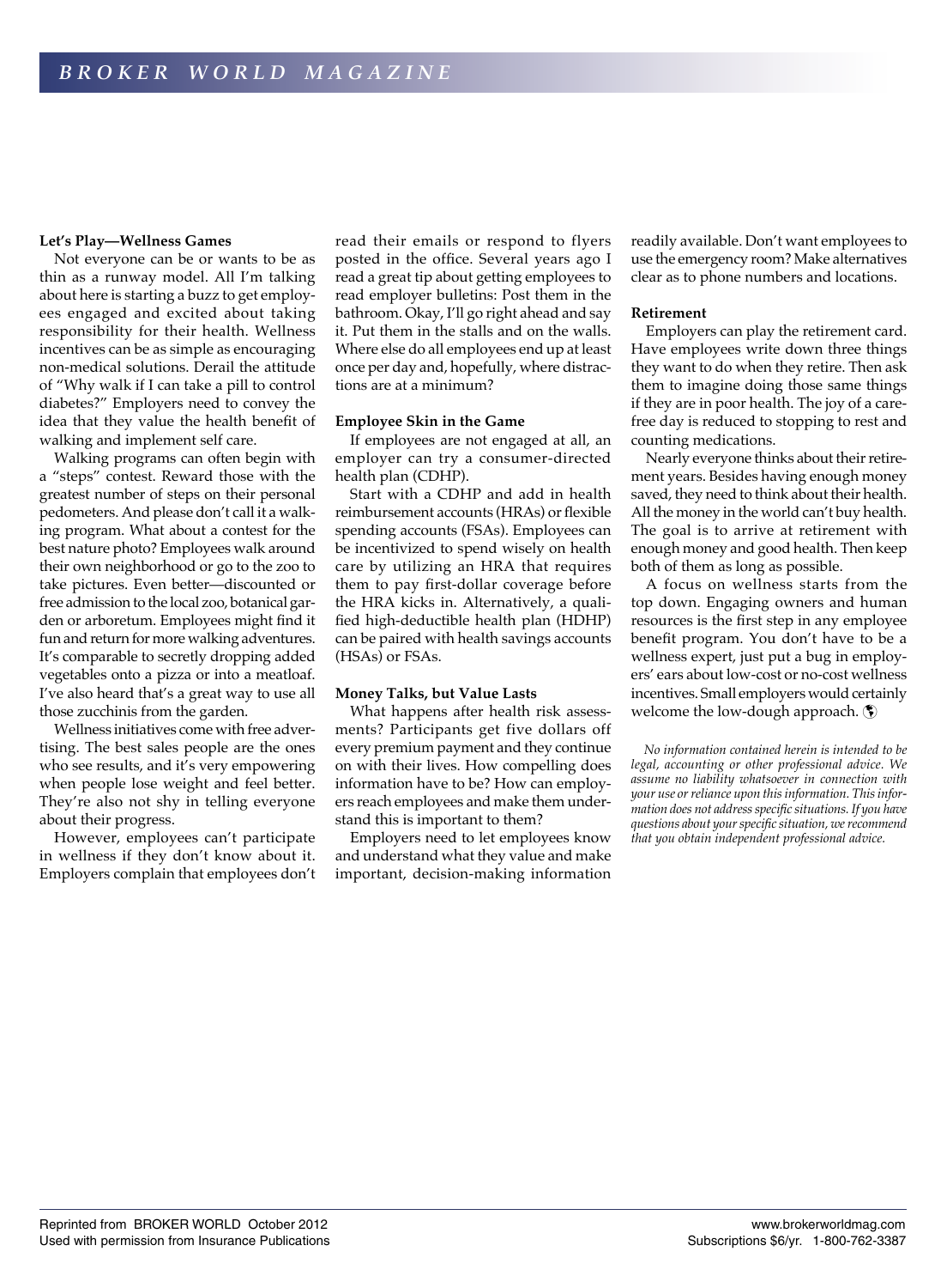### Let's Play—Wellness Games

Not everyone can be or wants to be as thin as a runway model. All I'm talking about here is starting a buzz to get employees engaged and excited about taking responsibility for their health. Wellness incentives can be as simple as encouraging non-medical solutions. Derail the attitude of "Why walk if I can take a pill to control diabetes?" Employers need to convey the idea that they value the health benefit of walking and implement self care.

Walking programs can often begin with a "steps" contest. Reward those with the greatest number of steps on their personal pedometers. And please don't call it a walking program. What about a contest for the best nature photo? Employees walk around their own neighborhood or go to the zoo to take pictures. Even better—discounted or free admission to the local zoo, botanical garden or arboretum. Employees might find it fun and return for more walking adventures. It's comparable to secretly dropping added vegetables onto a pizza or into a meatloaf. I've also heard that's a great way to use all those zucchinis from the garden.

Wellness initiatives come with free advertising. The best sales people are the ones who see results, and it's very empowering when people lose weight and feel better. They're also not shy in telling everyone about their progress.

However, employees can't participate in wellness if they don't know about it. Employers complain that employees don't read their emails or respond to flyers posted in the office. Several years ago I read a great tip about getting employees to read employer bulletins: Post them in the bathroom. Okay, I'll go right ahead and say it. Put them in the stalls and on the walls. Where else do all employees end up at least once per day and, hopefully, where distractions are at a minimum?

### Employee Skin in the Game

If employees are not engaged at all, an employer can try a consumer-directed health plan (CDHP).

Start with a CDHP and add in health reimbursement accounts (HRAs) or flexible spending accounts (FSAs). Employees can be incentivized to spend wisely on health care by utilizing an HRA that requires them to pay first-dollar coverage before the HRA kicks in. Alternatively, a qualified high-deductible health plan (HDHP) can be paired with health savings accounts (HSAs) or FSAs.

### Money Talks, but Value Lasts

What happens after health risk assessments? Participants get five dollars off every premium payment and they continue on with their lives. How compelling does information have to be? How can employers reach employees and make them understand this is important to them?

Employers need to let employees know and understand what they value and make important, decision-making information readily available. Don't want employees to use the emergency room? Make alternatives clear as to phone numbers and locations.

### Retirement

Employers can play the retirement card. Have employees write down three things they want to do when they retire. Then ask them to imagine doing those same things if they are in poor health. The joy of a carefree day is reduced to stopping to rest and counting medications.

Nearly everyone thinks about their retirement years. Besides having enough money saved, they need to think about their health. All the money in the world can't buy health. The goal is to arrive at retirement with enough money and good health. Then keep both of them as long as possible.

A focus on wellness starts from the top down. Engaging owners and human resources is the first step in any employee benefit program. You don't have to be a wellness expert, just put a bug in employers' ears about low-cost or no-cost wellness incentives. Small employers would certainly welcome the low-dough approach.

*No information contained herein is intended to be legal, accounting or other professional advice. We assume no liability whatsoever in connection with your use or reliance upon this information. This information does not address specific situations. If you have questions about your specific situation, we recommend that you obtain independent professional advice.*

Reprinted from BROKER WORLD October 2012
Used with permission from Insurance Publications

www.brokerworldmag.com
Subscriptions $6/yr. 1-800-762-3387